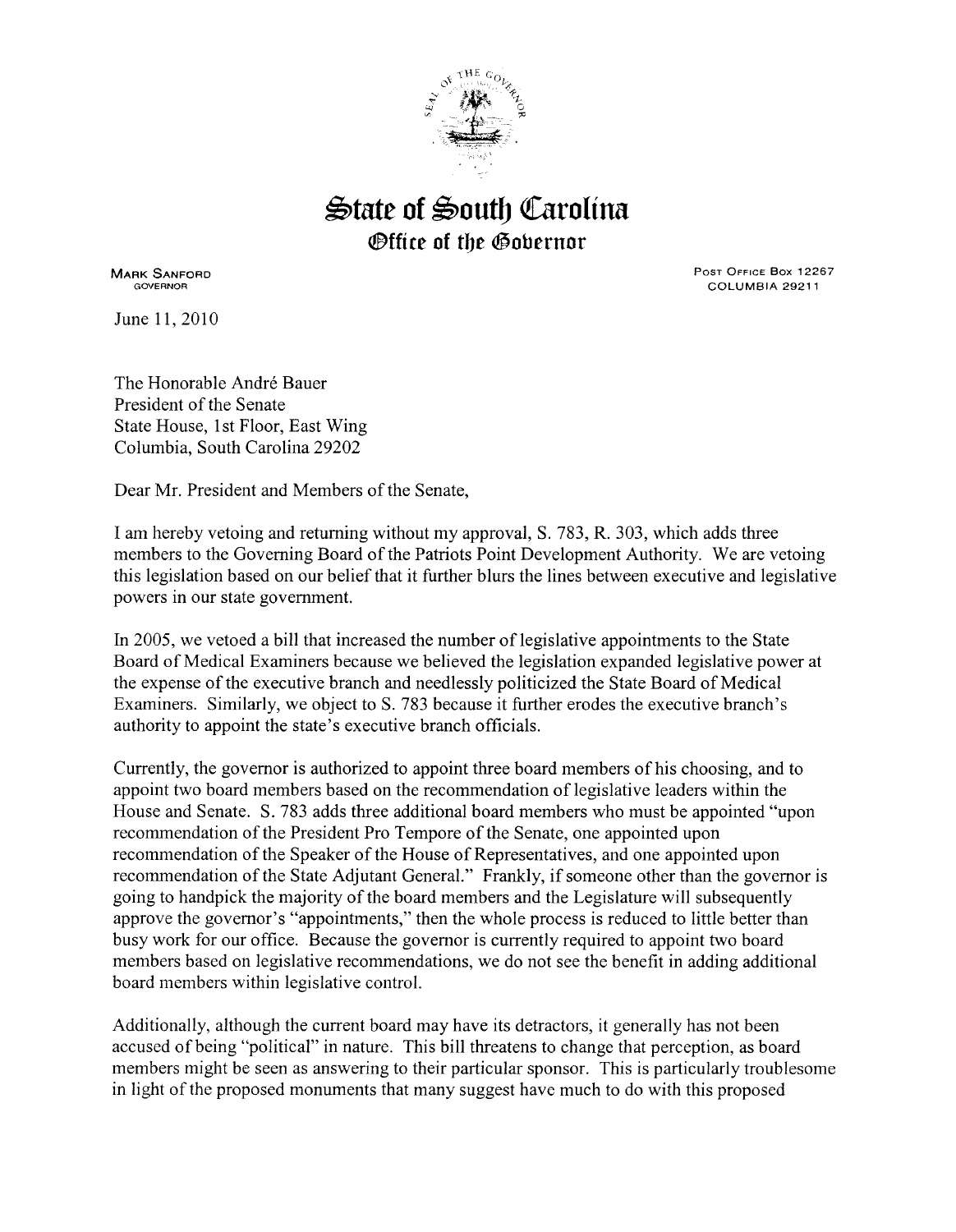# State of South Carolina

## Office of the Governor

**MARK SANFORD**
GOVERNOR

POST OFFICE BOX 12267
COLUMBIA 29211

June 11, 2010

The Honorable André Bauer
President of the Senate
State House, 1st Floor, East Wing
Columbia, South Carolina 29202

Dear Mr. President and Members of the Senate,

I am hereby vetoing and returning without my approval, S. 783, R. 303, which adds three members to the Governing Board of the Patriots Point Development Authority. We are vetoing this legislation based on our belief that it further blurs the lines between executive and legislative powers in our state government.

In 2005, we vetoed a bill that increased the number of legislative appointments to the State Board of Medical Examiners because we believed the legislation expanded legislative power at the expense of the executive branch and needlessly politicized the State Board of Medical Examiners. Similarly, we object to S. 783 because it further erodes the executive branch's authority to appoint the state's executive branch officials.

Currently, the governor is authorized to appoint three board members of his choosing, and to appoint two board members based on the recommendation of legislative leaders within the House and Senate. S. 783 adds three additional board members who must be appointed "upon recommendation of the President Pro Tempore of the Senate, one appointed upon recommendation of the Speaker of the House of Representatives, and one appointed upon recommendation of the State Adjutant General." Frankly, if someone other than the governor is going to handpick the majority of the board members and the Legislature will subsequently approve the governor's "appointments," then the whole process is reduced to little better than busy work for our office. Because the governor is currently required to appoint two board members based on legislative recommendations, we do not see the benefit in adding additional board members within legislative control.

Additionally, although the current board may have its detractors, it generally has not been accused of being "political" in nature. This bill threatens to change that perception, as board members might be seen as answering to their particular sponsor. This is particularly troublesome in light of the proposed monuments that many suggest have much to do with this proposed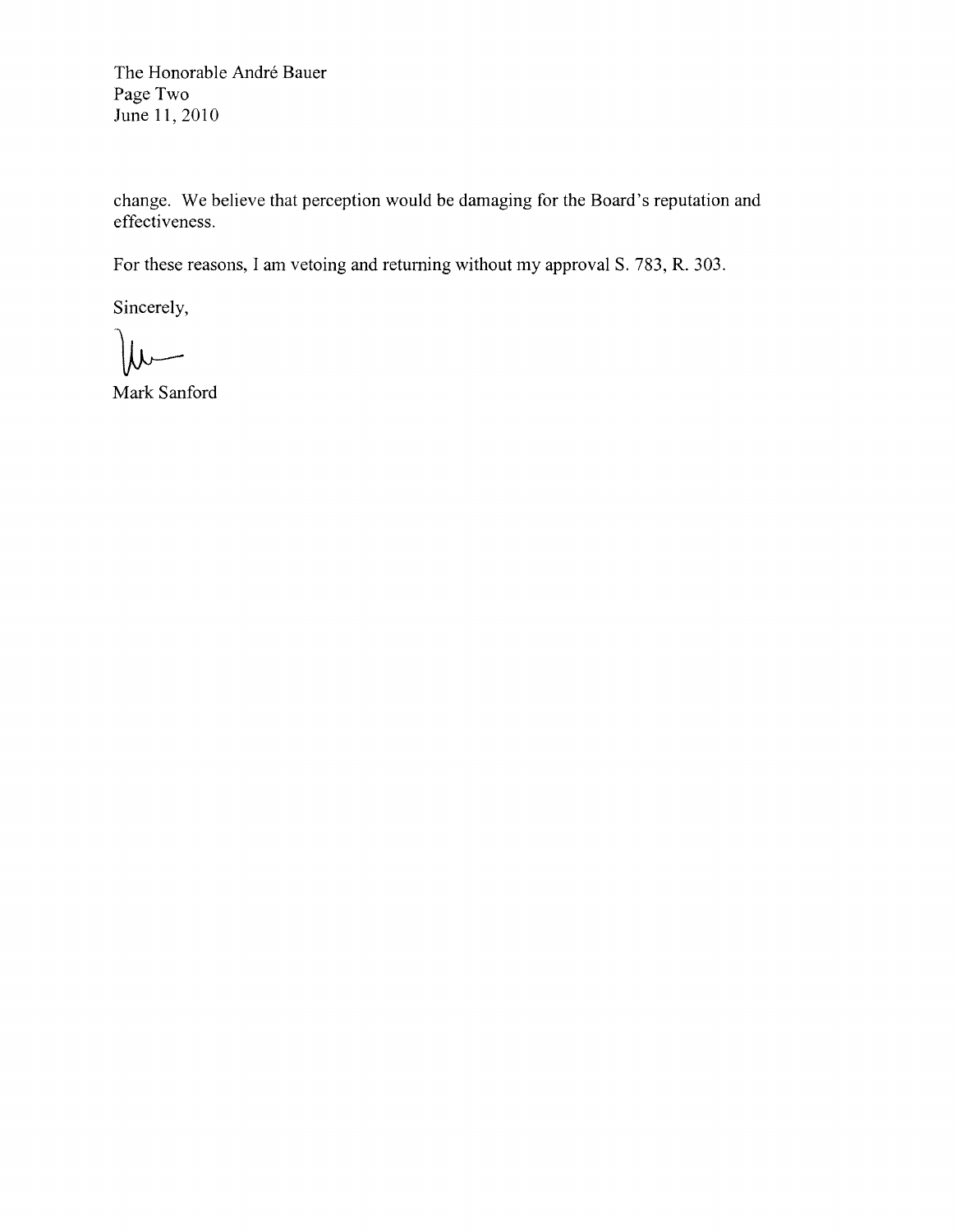change. We believe that perception would be damaging for the Board's reputation and effectiveness.

For these reasons, I am vetoing and returning without my approval S. 783, R. 303.

Sincerely,

Mark Sanford